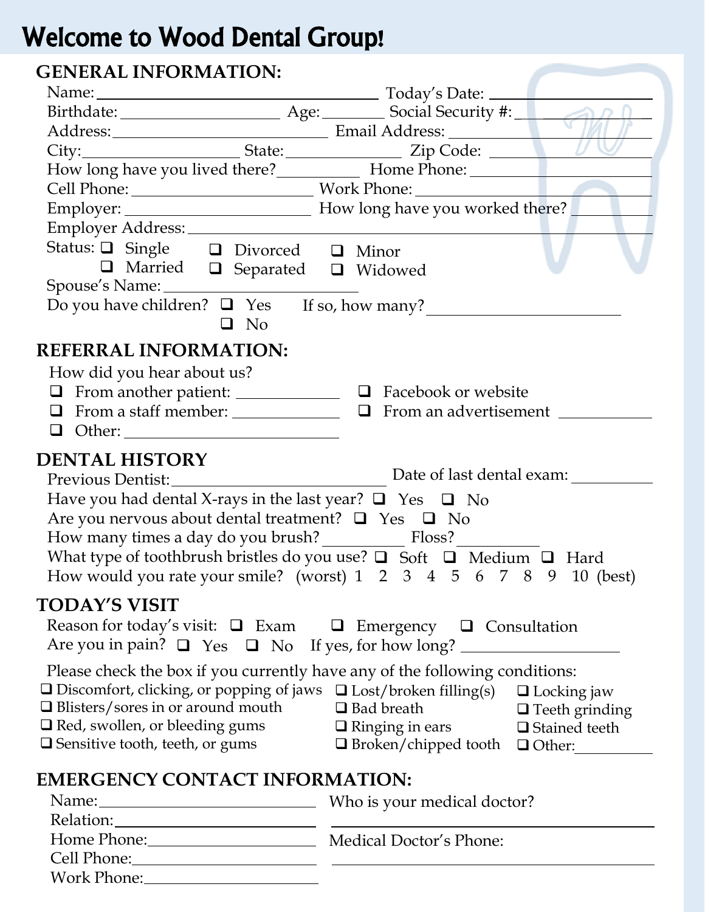# Welcome to Wood Dental Group!

## GENERAL INFORMATION:

Name: ______________________ Today's Date: ____________

Birthdate: ____________ Age: ______ Social Security #: ____________

Address: ______________________ Email Address: ____________

City: ____________ State: ________ Zip Code: ____________

How long have you lived there? ________ Home Phone: ____________

Cell Phone: ______________ Work Phone: ____________

Employer: ______________ How long have you worked there? ________

Employer Address: ______________________________

Status: ❑ Single ❑ Divorced ❑ Minor
❑ Married ❑ Separated ❑ Widowed

Spouse's Name: ______________________

Do you have children? ❑ Yes ❑ No If so, how many? ____________

## REFERRAL INFORMATION:

How did you hear about us?

- ❑ From another patient: ____________
- ❑ Facebook or website
- ❑ From a staff member: ____________
- ❑ From an advertisement ____________
- ❑ Other: ______________

## DENTAL HISTORY

Previous Dentist: ______________ Date of last dental exam: ________

Have you had dental X-rays in the last year? ❑ Yes ❑ No

Are you nervous about dental treatment? ❑ Yes ❑ No

How many times a day do you brush? ________ Floss? ________

What type of toothbrush bristles do you use? ❑ Soft ❑ Medium ❑ Hard

How would you rate your smile? (worst) 1 2 3 4 5 6 7 8 9 10 (best)

## TODAY'S VISIT

Reason for today's visit: ❑ Exam ❑ Emergency ❑ Consultation

Are you in pain? ❑ Yes ❑ No If yes, for how long? ____________

Please check the box if you currently have any of the following conditions:

- ❑ Discomfort, clicking, or popping of jaws
- ❑ Blisters/sores in or around mouth
- ❑ Red, swollen, or bleeding gums
- ❑ Sensitive tooth, teeth, or gums
- ❑ Lost/broken filling(s)
- ❑ Bad breath
- ❑ Ringing in ears
- ❑ Broken/chipped tooth
- ❑ Locking jaw
- ❑ Teeth grinding
- ❑ Stained teeth
- ❑ Other: ________

## EMERGENCY CONTACT INFORMATION:

Name: ______________

Relation: ______________

Home Phone: ______________

Cell Phone: ______________

Work Phone: ______________

Who is your medical doctor?

______________________

Medical Doctor's Phone:

______________________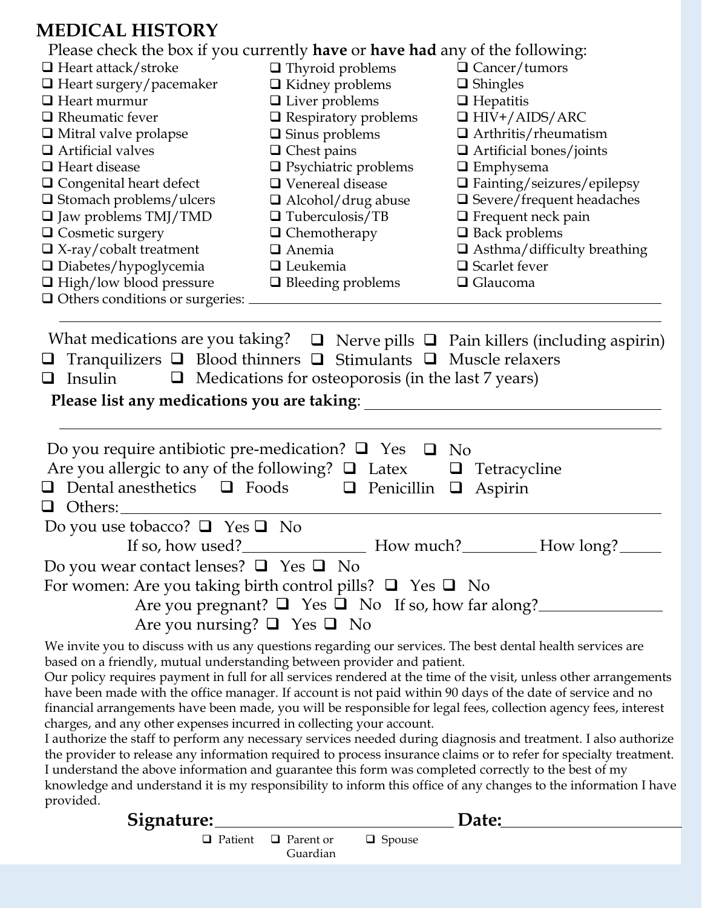# MEDICAL HISTORY

Please check the box if you currently **have** or **have had** any of the following:

- ❑ Heart attack/stroke
- ❑ Heart surgery/pacemaker
- ❑ Heart murmur
- ❑ Rheumatic fever
- ❑ Mitral valve prolapse
- ❑ Artificial valves
- ❑ Heart disease
- ❑ Congenital heart defect
- ❑ Stomach problems/ulcers
- ❑ Jaw problems TMJ/TMD
- ❑ Cosmetic surgery
- ❑ X-ray/cobalt treatment
- ❑ Diabetes/hypoglycemia
- ❑ High/low blood pressure
- ❑ Thyroid problems
- ❑ Kidney problems
- ❑ Liver problems
- ❑ Respiratory problems
- ❑ Sinus problems
- ❑ Chest pains
- ❑ Psychiatric problems
- ❑ Venereal disease
- ❑ Alcohol/drug abuse
- ❑ Tuberculosis/TB
- ❑ Chemotherapy
- ❑ Anemia
- ❑ Leukemia
- ❑ Bleeding problems
- ❑ Cancer/tumors
- ❑ Shingles
- ❑ Hepatitis
- ❑ HIV+/AIDS/ARC
- ❑ Arthritis/rheumatism
- ❑ Artificial bones/joints
- ❑ Emphysema
- ❑ Fainting/seizures/epilepsy
- ❑ Severe/frequent headaches
- ❑ Frequent neck pain
- ❑ Back problems
- ❑ Asthma/difficulty breathing
- ❑ Scarlet fever
- ❑ Glaucoma
- ❑ Others conditions or surgeries: ______________________________

______________________________

What medications are you taking? ❑ Nerve pills ❑ Pain killers (including aspirin)
❑ Tranquilizers ❑ Blood thinners ❑ Stimulants ❑ Muscle relaxers
❑ Insulin ❑ Medications for osteoporosis (in the last 7 years)

**Please list any medications you are taking**: ______________________________

______________________________

Do you require antibiotic pre-medication? ❑ Yes ❑ No

Are you allergic to any of the following? ❑ Latex ❑ Tetracycline
❑ Dental anesthetics ❑ Foods ❑ Penicillin ❑ Aspirin
❑ Others: ______________________________

Do you use tobacco? ❑ Yes ❑ No

If so, how used? ______________ How much? __________ How long? ______

Do you wear contact lenses? ❑ Yes ❑ No

For women: Are you taking birth control pills? ❑ Yes ❑ No

Are you pregnant? ❑ Yes ❑ No If so, how far along? ______________

Are you nursing? ❑ Yes ❑ No

We invite you to discuss with us any questions regarding our services. The best dental health services are based on a friendly, mutual understanding between provider and patient.

Our policy requires payment in full for all services rendered at the time of the visit, unless other arrangements have been made with the office manager. If account is not paid within 90 days of the date of service and no financial arrangements have been made, you will be responsible for legal fees, collection agency fees, interest charges, and any other expenses incurred in collecting your account.

I authorize the staff to perform any necessary services needed during diagnosis and treatment. I also authorize the provider to release any information required to process insurance claims or to refer for specialty treatment. I understand the above information and guarantee this form was completed correctly to the best of my knowledge and understand it is my responsibility to inform this office of any changes to the information I have provided.

**Signature:** ______________________________ **Date:** ______________________

❑ Patient ❑ Parent or Guardian ❑ Spouse